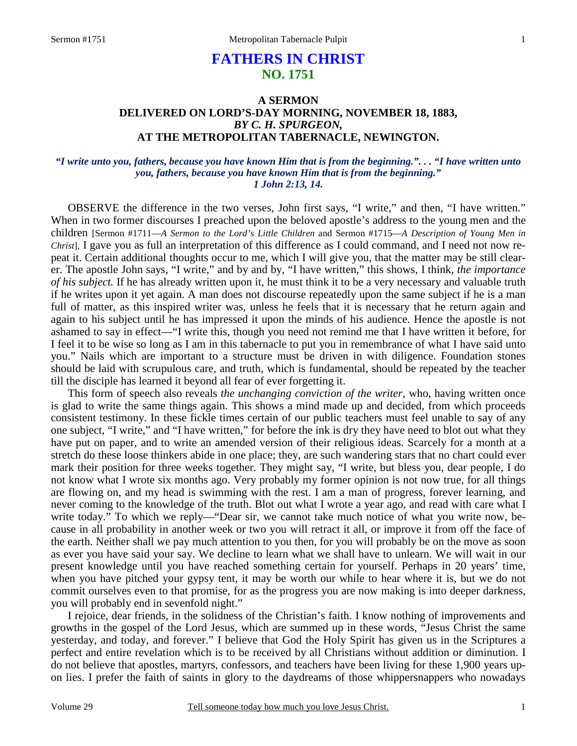# FATHERS IN CHRIST
## NO. 1751

### A SERMON
### DELIVERED ON LORD'S-DAY MORNING, NOVEMBER 18, 1883,
### *BY C. H. SPURGEON,*
### AT THE METROPOLITAN TABERNACLE, NEWINGTON.

***"I write unto you, fathers, because you have known Him that is from the beginning.". . . "I have written unto you, fathers, because you have known Him that is from the beginning."***
***1 John 2:13, 14.***

OBSERVE the difference in the two verses, John first says, "I write," and then, "I have written." When in two former discourses I preached upon the beloved apostle's address to the young men and the children [Sermon #1711—*A Sermon to the Lord's Little Children* and Sermon #1715—*A Description of Young Men in Christ*], I gave you as full an interpretation of this difference as I could command, and I need not now repeat it. Certain additional thoughts occur to me, which I will give you, that the matter may be still clearer. The apostle John says, "I write," and by and by, "I have written," this shows, I think, *the importance of his subject.* If he has already written upon it, he must think it to be a very necessary and valuable truth if he writes upon it yet again. A man does not discourse repeatedly upon the same subject if he is a man full of matter, as this inspired writer was, unless he feels that it is necessary that he return again and again to his subject until he has impressed it upon the minds of his audience. Hence the apostle is not ashamed to say in effect—"I write this, though you need not remind me that I have written it before, for I feel it to be wise so long as I am in this tabernacle to put you in remembrance of what I have said unto you." Nails which are important to a structure must be driven in with diligence. Foundation stones should be laid with scrupulous care, and truth, which is fundamental, should be repeated by the teacher till the disciple has learned it beyond all fear of ever forgetting it.

This form of speech also reveals *the unchanging conviction of the writer,* who, having written once is glad to write the same things again. This shows a mind made up and decided, from which proceeds consistent testimony. In these fickle times certain of our public teachers must feel unable to say of any one subject, "I write," and "I have written," for before the ink is dry they have need to blot out what they have put on paper, and to write an amended version of their religious ideas. Scarcely for a month at a stretch do these loose thinkers abide in one place; they, are such wandering stars that no chart could ever mark their position for three weeks together. They might say, "I write, but bless you, dear people, I do not know what I wrote six months ago. Very probably my former opinion is not now true, for all things are flowing on, and my head is swimming with the rest. I am a man of progress, forever learning, and never coming to the knowledge of the truth. Blot out what I wrote a year ago, and read with care what I write today." To which we reply—"Dear sir, we cannot take much notice of what you write now, because in all probability in another week or two you will retract it all, or improve it from off the face of the earth. Neither shall we pay much attention to you then, for you will probably be on the move as soon as ever you have said your say. We decline to learn what we shall have to unlearn. We will wait in our present knowledge until you have reached something certain for yourself. Perhaps in 20 years' time, when you have pitched your gypsy tent, it may be worth our while to hear where it is, but we do not commit ourselves even to that promise, for as the progress you are now making is into deeper darkness, you will probably end in sevenfold night."

I rejoice, dear friends, in the solidness of the Christian's faith. I know nothing of improvements and growths in the gospel of the Lord Jesus, which are summed up in these words, "Jesus Christ the same yesterday, and today, and forever." I believe that God the Holy Spirit has given us in the Scriptures a perfect and entire revelation which is to be received by all Christians without addition or diminution. I do not believe that apostles, martyrs, confessors, and teachers have been living for these 1,900 years upon lies. I prefer the faith of saints in glory to the daydreams of those whippersnappers who nowadays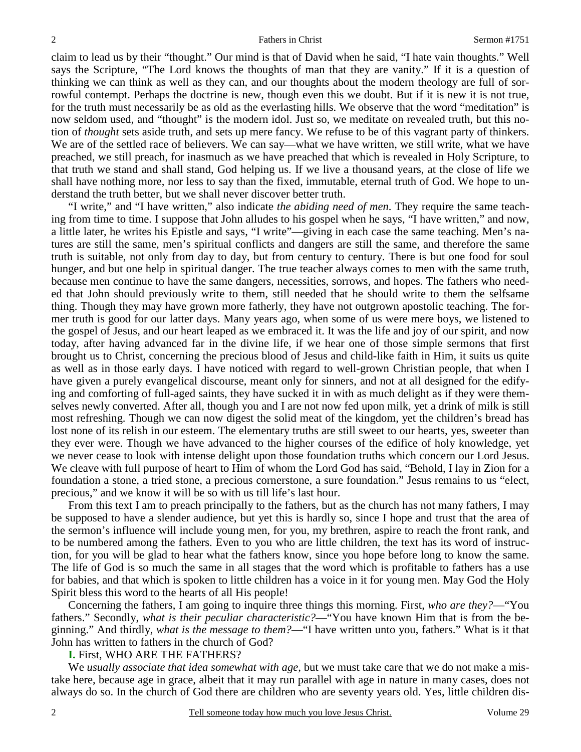claim to lead us by their "thought." Our mind is that of David when he said, "I hate vain thoughts." Well says the Scripture, "The Lord knows the thoughts of man that they are vanity." If it is a question of thinking we can think as well as they can, and our thoughts about the modern theology are full of sorrowful contempt. Perhaps the doctrine is new, though even this we doubt. But if it is new it is not true, for the truth must necessarily be as old as the everlasting hills. We observe that the word "meditation" is now seldom used, and "thought" is the modern idol. Just so, we meditate on revealed truth, but this notion of *thought* sets aside truth, and sets up mere fancy. We refuse to be of this vagrant party of thinkers. We are of the settled race of believers. We can say—what we have written, we still write, what we have preached, we still preach, for inasmuch as we have preached that which is revealed in Holy Scripture, to that truth we stand and shall stand, God helping us. If we live a thousand years, at the close of life we shall have nothing more, nor less to say than the fixed, immutable, eternal truth of God. We hope to understand the truth better, but we shall never discover better truth.

"I write," and "I have written," also indicate *the abiding need of men*. They require the same teaching from time to time. I suppose that John alludes to his gospel when he says, "I have written," and now, a little later, he writes his Epistle and says, "I write"—giving in each case the same teaching. Men's natures are still the same, men's spiritual conflicts and dangers are still the same, and therefore the same truth is suitable, not only from day to day, but from century to century. There is but one food for soul hunger, and but one help in spiritual danger. The true teacher always comes to men with the same truth, because men continue to have the same dangers, necessities, sorrows, and hopes. The fathers who needed that John should previously write to them, still needed that he should write to them the selfsame thing. Though they may have grown more fatherly, they have not outgrown apostolic teaching. The former truth is good for our latter days. Many years ago, when some of us were mere boys, we listened to the gospel of Jesus, and our heart leaped as we embraced it. It was the life and joy of our spirit, and now today, after having advanced far in the divine life, if we hear one of those simple sermons that first brought us to Christ, concerning the precious blood of Jesus and child-like faith in Him, it suits us quite as well as in those early days. I have noticed with regard to well-grown Christian people, that when I have given a purely evangelical discourse, meant only for sinners, and not at all designed for the edifying and comforting of full-aged saints, they have sucked it in with as much delight as if they were themselves newly converted. After all, though you and I are not now fed upon milk, yet a drink of milk is still most refreshing. Though we can now digest the solid meat of the kingdom, yet the children's bread has lost none of its relish in our esteem. The elementary truths are still sweet to our hearts, yes, sweeter than they ever were. Though we have advanced to the higher courses of the edifice of holy knowledge, yet we never cease to look with intense delight upon those foundation truths which concern our Lord Jesus. We cleave with full purpose of heart to Him of whom the Lord God has said, "Behold, I lay in Zion for a foundation a stone, a tried stone, a precious cornerstone, a sure foundation." Jesus remains to us "elect, precious," and we know it will be so with us till life's last hour.

From this text I am to preach principally to the fathers, but as the church has not many fathers, I may be supposed to have a slender audience, but yet this is hardly so, since I hope and trust that the area of the sermon's influence will include young men, for you, my brethren, aspire to reach the front rank, and to be numbered among the fathers. Even to you who are little children, the text has its word of instruction, for you will be glad to hear what the fathers know, since you hope before long to know the same. The life of God is so much the same in all stages that the word which is profitable to fathers has a use for babies, and that which is spoken to little children has a voice in it for young men. May God the Holy Spirit bless this word to the hearts of all His people!

Concerning the fathers, I am going to inquire three things this morning. First, *who are they?*—"You fathers." Secondly, *what is their peculiar characteristic?*—"You have known Him that is from the beginning." And thirdly, *what is the message to them?*—"I have written unto you, fathers." What is it that John has written to fathers in the church of God?

**I.** First, WHO ARE THE FATHERS?

We *usually associate that idea somewhat with age,* but we must take care that we do not make a mistake here, because age in grace, albeit that it may run parallel with age in nature in many cases, does not always do so. In the church of God there are children who are seventy years old. Yes, little children dis-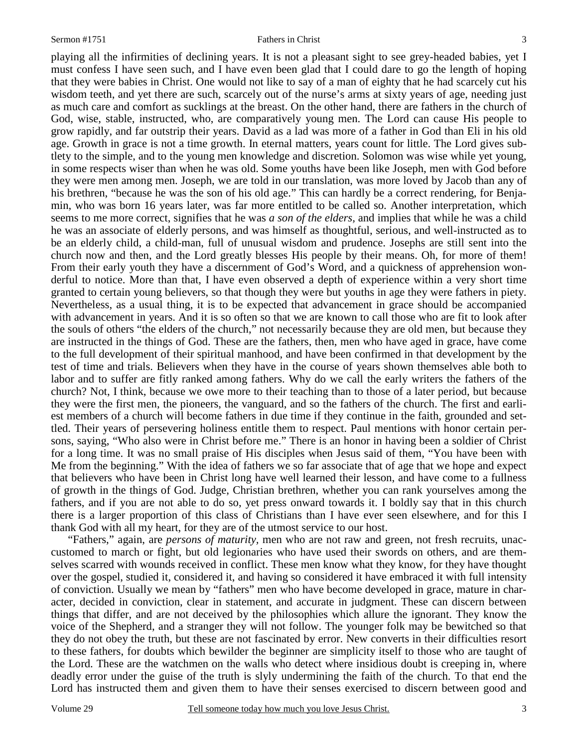playing all the infirmities of declining years. It is not a pleasant sight to see grey-headed babies, yet I must confess I have seen such, and I have even been glad that I could dare to go the length of hoping that they were babies in Christ. One would not like to say of a man of eighty that he had scarcely cut his wisdom teeth, and yet there are such, scarcely out of the nurse's arms at sixty years of age, needing just as much care and comfort as sucklings at the breast. On the other hand, there are fathers in the church of God, wise, stable, instructed, who, are comparatively young men. The Lord can cause His people to grow rapidly, and far outstrip their years. David as a lad was more of a father in God than Eli in his old age. Growth in grace is not a time growth. In eternal matters, years count for little. The Lord gives subtlety to the simple, and to the young men knowledge and discretion. Solomon was wise while yet young, in some respects wiser than when he was old. Some youths have been like Joseph, men with God before they were men among men. Joseph, we are told in our translation, was more loved by Jacob than any of his brethren, "because he was the son of his old age." This can hardly be a correct rendering, for Benjamin, who was born 16 years later, was far more entitled to be called so. Another interpretation, which seems to me more correct, signifies that he was *a son of the elders,* and implies that while he was a child he was an associate of elderly persons, and was himself as thoughtful, serious, and well-instructed as to be an elderly child, a child-man, full of unusual wisdom and prudence. Josephs are still sent into the church now and then, and the Lord greatly blesses His people by their means. Oh, for more of them! From their early youth they have a discernment of God's Word, and a quickness of apprehension wonderful to notice. More than that, I have even observed a depth of experience within a very short time granted to certain young believers, so that though they were but youths in age they were fathers in piety. Nevertheless, as a usual thing, it is to be expected that advancement in grace should be accompanied with advancement in years. And it is so often so that we are known to call those who are fit to look after the souls of others "the elders of the church," not necessarily because they are old men, but because they are instructed in the things of God. These are the fathers, then, men who have aged in grace, have come to the full development of their spiritual manhood, and have been confirmed in that development by the test of time and trials. Believers when they have in the course of years shown themselves able both to labor and to suffer are fitly ranked among fathers. Why do we call the early writers the fathers of the church? Not, I think, because we owe more to their teaching than to those of a later period, but because they were the first men, the pioneers, the vanguard, and so the fathers of the church. The first and earliest members of a church will become fathers in due time if they continue in the faith, grounded and settled. Their years of persevering holiness entitle them to respect. Paul mentions with honor certain persons, saying, "Who also were in Christ before me." There is an honor in having been a soldier of Christ for a long time. It was no small praise of His disciples when Jesus said of them, "You have been with Me from the beginning." With the idea of fathers we so far associate that of age that we hope and expect that believers who have been in Christ long have well learned their lesson, and have come to a fullness of growth in the things of God. Judge, Christian brethren, whether you can rank yourselves among the fathers, and if you are not able to do so, yet press onward towards it. I boldly say that in this church there is a larger proportion of this class of Christians than I have ever seen elsewhere, and for this I thank God with all my heart, for they are of the utmost service to our host.

"Fathers," again, are *persons of maturity,* men who are not raw and green, not fresh recruits, unaccustomed to march or fight, but old legionaries who have used their swords on others, and are themselves scarred with wounds received in conflict. These men know what they know, for they have thought over the gospel, studied it, considered it, and having so considered it have embraced it with full intensity of conviction. Usually we mean by "fathers" men who have become developed in grace, mature in character, decided in conviction, clear in statement, and accurate in judgment. These can discern between things that differ, and are not deceived by the philosophies which allure the ignorant. They know the voice of the Shepherd, and a stranger they will not follow. The younger folk may be bewitched so that they do not obey the truth, but these are not fascinated by error. New converts in their difficulties resort to these fathers, for doubts which bewilder the beginner are simplicity itself to those who are taught of the Lord. These are the watchmen on the walls who detect where insidious doubt is creeping in, where deadly error under the guise of the truth is slyly undermining the faith of the church. To that end the Lord has instructed them and given them to have their senses exercised to discern between good and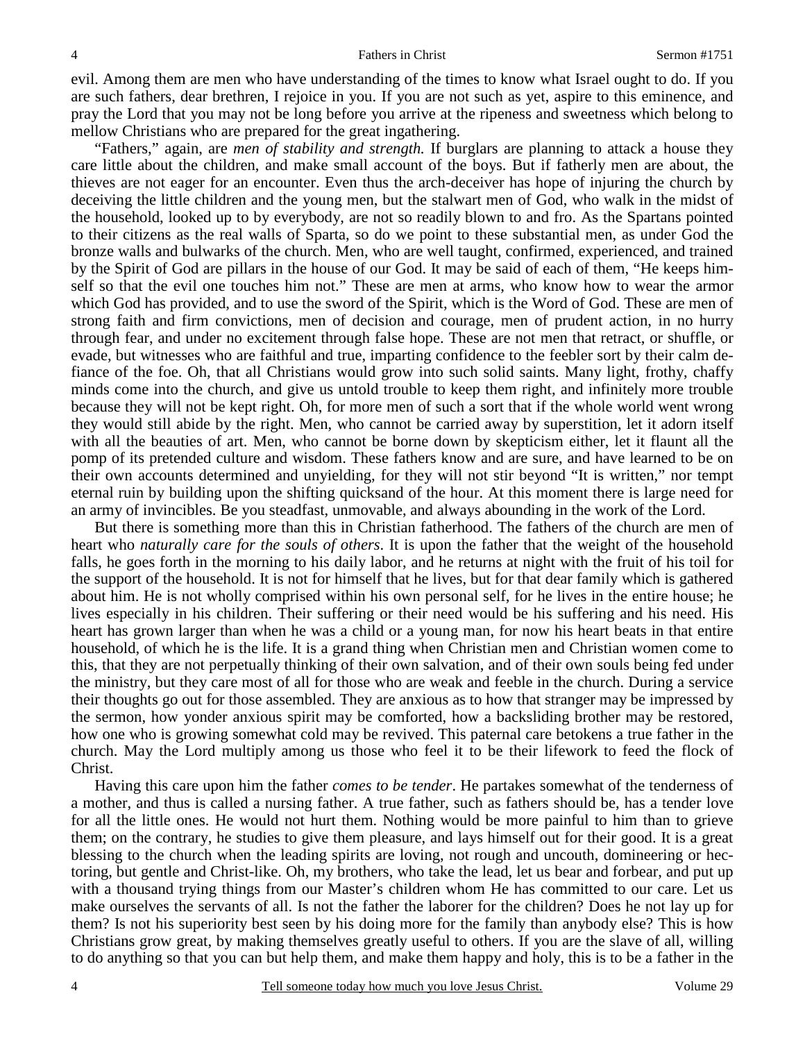evil. Among them are men who have understanding of the times to know what Israel ought to do. If you are such fathers, dear brethren, I rejoice in you. If you are not such as yet, aspire to this eminence, and pray the Lord that you may not be long before you arrive at the ripeness and sweetness which belong to mellow Christians who are prepared for the great ingathering.

"Fathers," again, are *men of stability and strength.* If burglars are planning to attack a house they care little about the children, and make small account of the boys. But if fatherly men are about, the thieves are not eager for an encounter. Even thus the arch-deceiver has hope of injuring the church by deceiving the little children and the young men, but the stalwart men of God, who walk in the midst of the household, looked up to by everybody, are not so readily blown to and fro. As the Spartans pointed to their citizens as the real walls of Sparta, so do we point to these substantial men, as under God the bronze walls and bulwarks of the church. Men, who are well taught, confirmed, experienced, and trained by the Spirit of God are pillars in the house of our God. It may be said of each of them, "He keeps himself so that the evil one touches him not." These are men at arms, who know how to wear the armor which God has provided, and to use the sword of the Spirit, which is the Word of God. These are men of strong faith and firm convictions, men of decision and courage, men of prudent action, in no hurry through fear, and under no excitement through false hope. These are not men that retract, or shuffle, or evade, but witnesses who are faithful and true, imparting confidence to the feebler sort by their calm defiance of the foe. Oh, that all Christians would grow into such solid saints. Many light, frothy, chaffy minds come into the church, and give us untold trouble to keep them right, and infinitely more trouble because they will not be kept right. Oh, for more men of such a sort that if the whole world went wrong they would still abide by the right. Men, who cannot be carried away by superstition, let it adorn itself with all the beauties of art. Men, who cannot be borne down by skepticism either, let it flaunt all the pomp of its pretended culture and wisdom. These fathers know and are sure, and have learned to be on their own accounts determined and unyielding, for they will not stir beyond "It is written," nor tempt eternal ruin by building upon the shifting quicksand of the hour. At this moment there is large need for an army of invincibles. Be you steadfast, unmovable, and always abounding in the work of the Lord.

But there is something more than this in Christian fatherhood. The fathers of the church are men of heart who *naturally care for the souls of others*. It is upon the father that the weight of the household falls, he goes forth in the morning to his daily labor, and he returns at night with the fruit of his toil for the support of the household. It is not for himself that he lives, but for that dear family which is gathered about him. He is not wholly comprised within his own personal self, for he lives in the entire house; he lives especially in his children. Their suffering or their need would be his suffering and his need. His heart has grown larger than when he was a child or a young man, for now his heart beats in that entire household, of which he is the life. It is a grand thing when Christian men and Christian women come to this, that they are not perpetually thinking of their own salvation, and of their own souls being fed under the ministry, but they care most of all for those who are weak and feeble in the church. During a service their thoughts go out for those assembled. They are anxious as to how that stranger may be impressed by the sermon, how yonder anxious spirit may be comforted, how a backsliding brother may be restored, how one who is growing somewhat cold may be revived. This paternal care betokens a true father in the church. May the Lord multiply among us those who feel it to be their lifework to feed the flock of Christ.

Having this care upon him the father *comes to be tender*. He partakes somewhat of the tenderness of a mother, and thus is called a nursing father. A true father, such as fathers should be, has a tender love for all the little ones. He would not hurt them. Nothing would be more painful to him than to grieve them; on the contrary, he studies to give them pleasure, and lays himself out for their good. It is a great blessing to the church when the leading spirits are loving, not rough and uncouth, domineering or hectoring, but gentle and Christ-like. Oh, my brothers, who take the lead, let us bear and forbear, and put up with a thousand trying things from our Master's children whom He has committed to our care. Let us make ourselves the servants of all. Is not the father the laborer for the children? Does he not lay up for them? Is not his superiority best seen by his doing more for the family than anybody else? This is how Christians grow great, by making themselves greatly useful to others. If you are the slave of all, willing to do anything so that you can but help them, and make them happy and holy, this is to be a father in the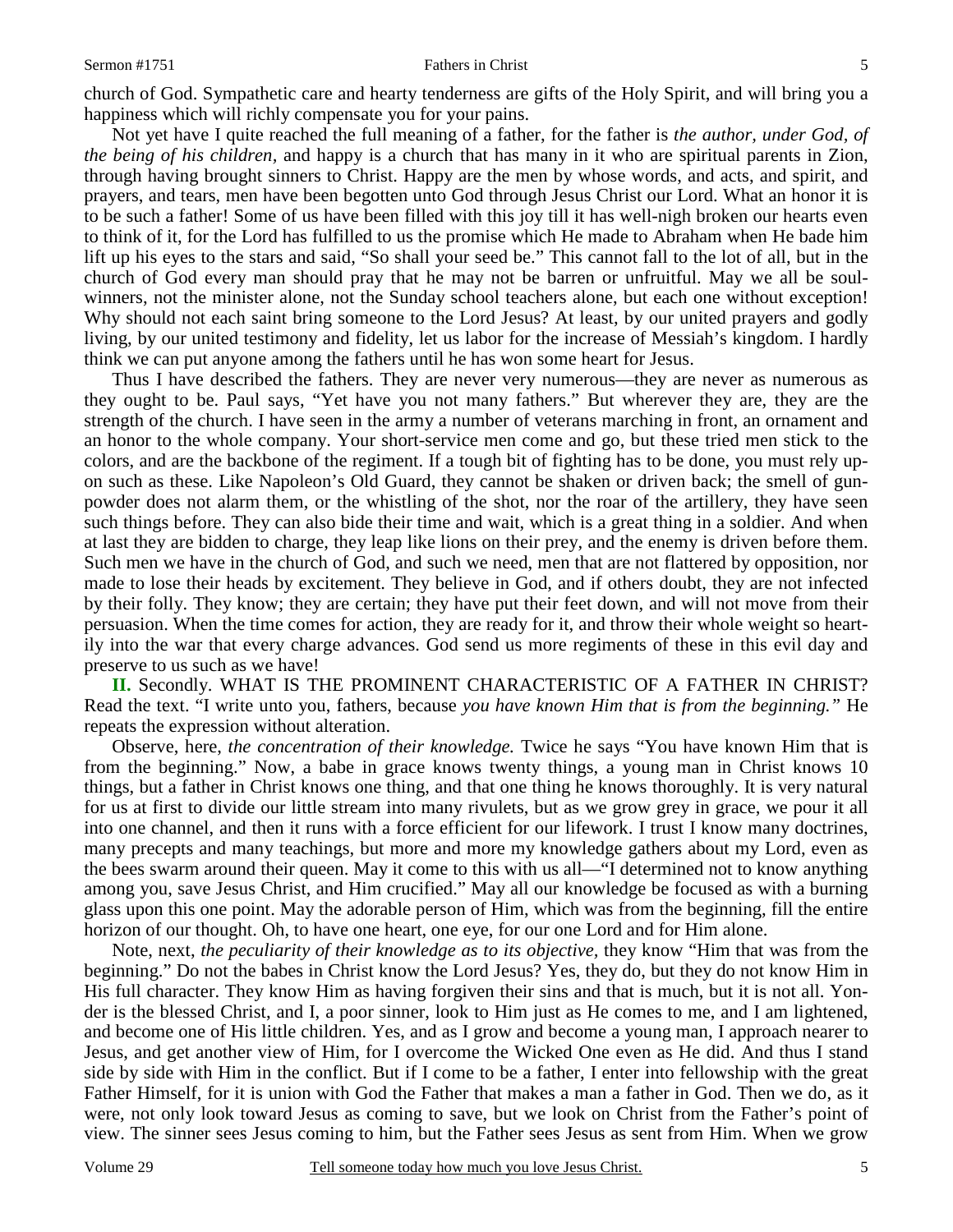church of God. Sympathetic care and hearty tenderness are gifts of the Holy Spirit, and will bring you a happiness which will richly compensate you for your pains.

Not yet have I quite reached the full meaning of a father, for the father is *the author, under God, of the being of his children,* and happy is a church that has many in it who are spiritual parents in Zion, through having brought sinners to Christ. Happy are the men by whose words, and acts, and spirit, and prayers, and tears, men have been begotten unto God through Jesus Christ our Lord. What an honor it is to be such a father! Some of us have been filled with this joy till it has well-nigh broken our hearts even to think of it, for the Lord has fulfilled to us the promise which He made to Abraham when He bade him lift up his eyes to the stars and said, "So shall your seed be." This cannot fall to the lot of all, but in the church of God every man should pray that he may not be barren or unfruitful. May we all be soul-winners, not the minister alone, not the Sunday school teachers alone, but each one without exception! Why should not each saint bring someone to the Lord Jesus? At least, by our united prayers and godly living, by our united testimony and fidelity, let us labor for the increase of Messiah's kingdom. I hardly think we can put anyone among the fathers until he has won some heart for Jesus.

Thus I have described the fathers. They are never very numerous—they are never as numerous as they ought to be. Paul says, "Yet have you not many fathers." But wherever they are, they are the strength of the church. I have seen in the army a number of veterans marching in front, an ornament and an honor to the whole company. Your short-service men come and go, but these tried men stick to the colors, and are the backbone of the regiment. If a tough bit of fighting has to be done, you must rely upon such as these. Like Napoleon's Old Guard, they cannot be shaken or driven back; the smell of gunpowder does not alarm them, or the whistling of the shot, nor the roar of the artillery, they have seen such things before. They can also bide their time and wait, which is a great thing in a soldier. And when at last they are bidden to charge, they leap like lions on their prey, and the enemy is driven before them. Such men we have in the church of God, and such we need, men that are not flattered by opposition, nor made to lose their heads by excitement. They believe in God, and if others doubt, they are not infected by their folly. They know; they are certain; they have put their feet down, and will not move from their persuasion. When the time comes for action, they are ready for it, and throw their whole weight so heartily into the war that every charge advances. God send us more regiments of these in this evil day and preserve to us such as we have!

**II.** Secondly. WHAT IS THE PROMINENT CHARACTERISTIC OF A FATHER IN CHRIST? Read the text. "I write unto you, fathers, because *you have known Him that is from the beginning."* He repeats the expression without alteration.

Observe, here, *the concentration of their knowledge.* Twice he says "You have known Him that is from the beginning." Now, a babe in grace knows twenty things, a young man in Christ knows 10 things, but a father in Christ knows one thing, and that one thing he knows thoroughly. It is very natural for us at first to divide our little stream into many rivulets, but as we grow grey in grace, we pour it all into one channel, and then it runs with a force efficient for our lifework. I trust I know many doctrines, many precepts and many teachings, but more and more my knowledge gathers about my Lord, even as the bees swarm around their queen. May it come to this with us all—"I determined not to know anything among you, save Jesus Christ, and Him crucified." May all our knowledge be focused as with a burning glass upon this one point. May the adorable person of Him, which was from the beginning, fill the entire horizon of our thought. Oh, to have one heart, one eye, for our one Lord and for Him alone.

Note, next, *the peculiarity of their knowledge as to its objective,* they know "Him that was from the beginning." Do not the babes in Christ know the Lord Jesus? Yes, they do, but they do not know Him in His full character. They know Him as having forgiven their sins and that is much, but it is not all. Yonder is the blessed Christ, and I, a poor sinner, look to Him just as He comes to me, and I am lightened, and become one of His little children. Yes, and as I grow and become a young man, I approach nearer to Jesus, and get another view of Him, for I overcome the Wicked One even as He did. And thus I stand side by side with Him in the conflict. But if I come to be a father, I enter into fellowship with the great Father Himself, for it is union with God the Father that makes a man a father in God. Then we do, as it were, not only look toward Jesus as coming to save, but we look on Christ from the Father's point of view. The sinner sees Jesus coming to him, but the Father sees Jesus as sent from Him. When we grow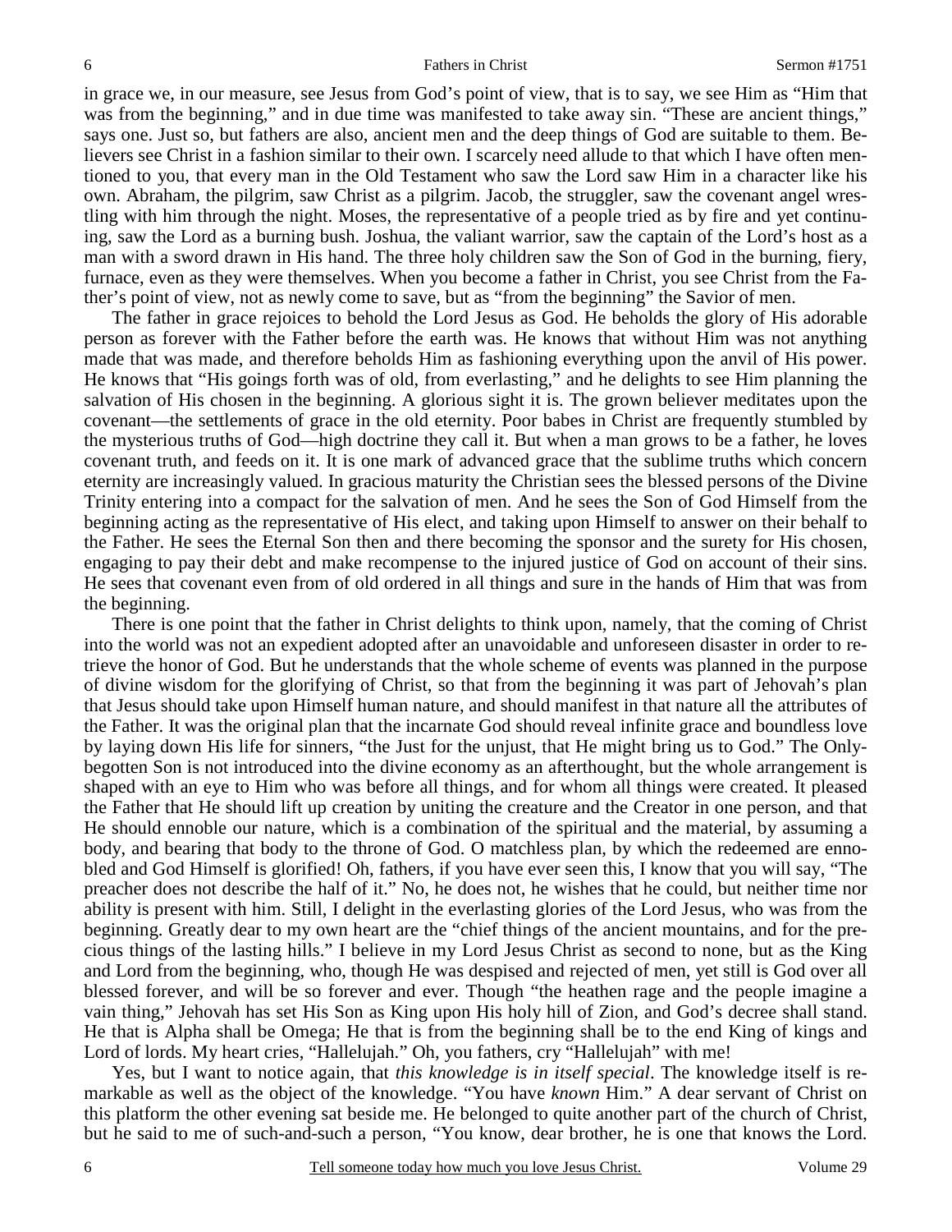in grace we, in our measure, see Jesus from God's point of view, that is to say, we see Him as "Him that was from the beginning," and in due time was manifested to take away sin. "These are ancient things," says one. Just so, but fathers are also, ancient men and the deep things of God are suitable to them. Believers see Christ in a fashion similar to their own. I scarcely need allude to that which I have often mentioned to you, that every man in the Old Testament who saw the Lord saw Him in a character like his own. Abraham, the pilgrim, saw Christ as a pilgrim. Jacob, the struggler, saw the covenant angel wrestling with him through the night. Moses, the representative of a people tried as by fire and yet continuing, saw the Lord as a burning bush. Joshua, the valiant warrior, saw the captain of the Lord's host as a man with a sword drawn in His hand. The three holy children saw the Son of God in the burning, fiery, furnace, even as they were themselves. When you become a father in Christ, you see Christ from the Father's point of view, not as newly come to save, but as "from the beginning" the Savior of men.

The father in grace rejoices to behold the Lord Jesus as God. He beholds the glory of His adorable person as forever with the Father before the earth was. He knows that without Him was not anything made that was made, and therefore beholds Him as fashioning everything upon the anvil of His power. He knows that "His goings forth was of old, from everlasting," and he delights to see Him planning the salvation of His chosen in the beginning. A glorious sight it is. The grown believer meditates upon the covenant—the settlements of grace in the old eternity. Poor babes in Christ are frequently stumbled by the mysterious truths of God—high doctrine they call it. But when a man grows to be a father, he loves covenant truth, and feeds on it. It is one mark of advanced grace that the sublime truths which concern eternity are increasingly valued. In gracious maturity the Christian sees the blessed persons of the Divine Trinity entering into a compact for the salvation of men. And he sees the Son of God Himself from the beginning acting as the representative of His elect, and taking upon Himself to answer on their behalf to the Father. He sees the Eternal Son then and there becoming the sponsor and the surety for His chosen, engaging to pay their debt and make recompense to the injured justice of God on account of their sins. He sees that covenant even from of old ordered in all things and sure in the hands of Him that was from the beginning.

There is one point that the father in Christ delights to think upon, namely, that the coming of Christ into the world was not an expedient adopted after an unavoidable and unforeseen disaster in order to retrieve the honor of God. But he understands that the whole scheme of events was planned in the purpose of divine wisdom for the glorifying of Christ, so that from the beginning it was part of Jehovah's plan that Jesus should take upon Himself human nature, and should manifest in that nature all the attributes of the Father. It was the original plan that the incarnate God should reveal infinite grace and boundless love by laying down His life for sinners, "the Just for the unjust, that He might bring us to God." The Only-begotten Son is not introduced into the divine economy as an afterthought, but the whole arrangement is shaped with an eye to Him who was before all things, and for whom all things were created. It pleased the Father that He should lift up creation by uniting the creature and the Creator in one person, and that He should ennoble our nature, which is a combination of the spiritual and the material, by assuming a body, and bearing that body to the throne of God. O matchless plan, by which the redeemed are ennobled and God Himself is glorified! Oh, fathers, if you have ever seen this, I know that you will say, "The preacher does not describe the half of it." No, he does not, he wishes that he could, but neither time nor ability is present with him. Still, I delight in the everlasting glories of the Lord Jesus, who was from the beginning. Greatly dear to my own heart are the "chief things of the ancient mountains, and for the precious things of the lasting hills." I believe in my Lord Jesus Christ as second to none, but as the King and Lord from the beginning, who, though He was despised and rejected of men, yet still is God over all blessed forever, and will be so forever and ever. Though "the heathen rage and the people imagine a vain thing," Jehovah has set His Son as King upon His holy hill of Zion, and God's decree shall stand. He that is Alpha shall be Omega; He that is from the beginning shall be to the end King of kings and Lord of lords. My heart cries, "Hallelujah." Oh, you fathers, cry "Hallelujah" with me!

Yes, but I want to notice again, that *this knowledge is in itself special*. The knowledge itself is remarkable as well as the object of the knowledge. "You have *known* Him." A dear servant of Christ on this platform the other evening sat beside me. He belonged to quite another part of the church of Christ, but he said to me of such-and-such a person, "You know, dear brother, he is one that knows the Lord.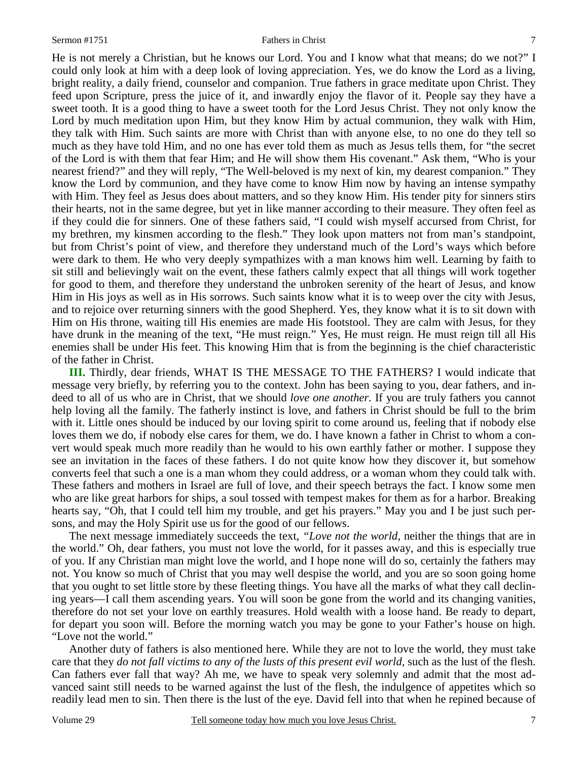He is not merely a Christian, but he knows our Lord. You and I know what that means; do we not?" I could only look at him with a deep look of loving appreciation. Yes, we do know the Lord as a living, bright reality, a daily friend, counselor and companion. True fathers in grace meditate upon Christ. They feed upon Scripture, press the juice of it, and inwardly enjoy the flavor of it. People say they have a sweet tooth. It is a good thing to have a sweet tooth for the Lord Jesus Christ. They not only know the Lord by much meditation upon Him, but they know Him by actual communion, they walk with Him, they talk with Him. Such saints are more with Christ than with anyone else, to no one do they tell so much as they have told Him, and no one has ever told them as much as Jesus tells them, for "the secret of the Lord is with them that fear Him; and He will show them His covenant." Ask them, "Who is your nearest friend?" and they will reply, "The Well-beloved is my next of kin, my dearest companion." They know the Lord by communion, and they have come to know Him now by having an intense sympathy with Him. They feel as Jesus does about matters, and so they know Him. His tender pity for sinners stirs their hearts, not in the same degree, but yet in like manner according to their measure. They often feel as if they could die for sinners. One of these fathers said, "I could wish myself accursed from Christ, for my brethren, my kinsmen according to the flesh." They look upon matters not from man's standpoint, but from Christ's point of view, and therefore they understand much of the Lord's ways which before were dark to them. He who very deeply sympathizes with a man knows him well. Learning by faith to sit still and believingly wait on the event, these fathers calmly expect that all things will work together for good to them, and therefore they understand the unbroken serenity of the heart of Jesus, and know Him in His joys as well as in His sorrows. Such saints know what it is to weep over the city with Jesus, and to rejoice over returning sinners with the good Shepherd. Yes, they know what it is to sit down with Him on His throne, waiting till His enemies are made His footstool. They are calm with Jesus, for they have drunk in the meaning of the text, "He must reign." Yes, He must reign. He must reign till all His enemies shall be under His feet. This knowing Him that is from the beginning is the chief characteristic of the father in Christ.

**III.** Thirdly, dear friends, WHAT IS THE MESSAGE TO THE FATHERS? I would indicate that message very briefly, by referring you to the context. John has been saying to you, dear fathers, and indeed to all of us who are in Christ, that we should *love one another*. If you are truly fathers you cannot help loving all the family. The fatherly instinct is love, and fathers in Christ should be full to the brim with it. Little ones should be induced by our loving spirit to come around us, feeling that if nobody else loves them we do, if nobody else cares for them, we do. I have known a father in Christ to whom a convert would speak much more readily than he would to his own earthly father or mother. I suppose they see an invitation in the faces of these fathers. I do not quite know how they discover it, but somehow converts feel that such a one is a man whom they could address, or a woman whom they could talk with. These fathers and mothers in Israel are full of love, and their speech betrays the fact. I know some men who are like great harbors for ships, a soul tossed with tempest makes for them as for a harbor. Breaking hearts say, "Oh, that I could tell him my trouble, and get his prayers." May you and I be just such persons, and may the Holy Spirit use us for the good of our fellows.

The next message immediately succeeds the text, *"Love not the world,* neither the things that are in the world." Oh, dear fathers, you must not love the world, for it passes away, and this is especially true of you. If any Christian man might love the world, and I hope none will do so, certainly the fathers may not. You know so much of Christ that you may well despise the world, and you are so soon going home that you ought to set little store by these fleeting things. You have all the marks of what they call declining years—I call them ascending years. You will soon be gone from the world and its changing vanities, therefore do not set your love on earthly treasures. Hold wealth with a loose hand. Be ready to depart, for depart you soon will. Before the morning watch you may be gone to your Father's house on high. "Love not the world."

Another duty of fathers is also mentioned here. While they are not to love the world, they must take care that they *do not fall victims to any of the lusts of this present evil world,* such as the lust of the flesh. Can fathers ever fall that way? Ah me, we have to speak very solemnly and admit that the most advanced saint still needs to be warned against the lust of the flesh, the indulgence of appetites which so readily lead men to sin. Then there is the lust of the eye. David fell into that when he repined because of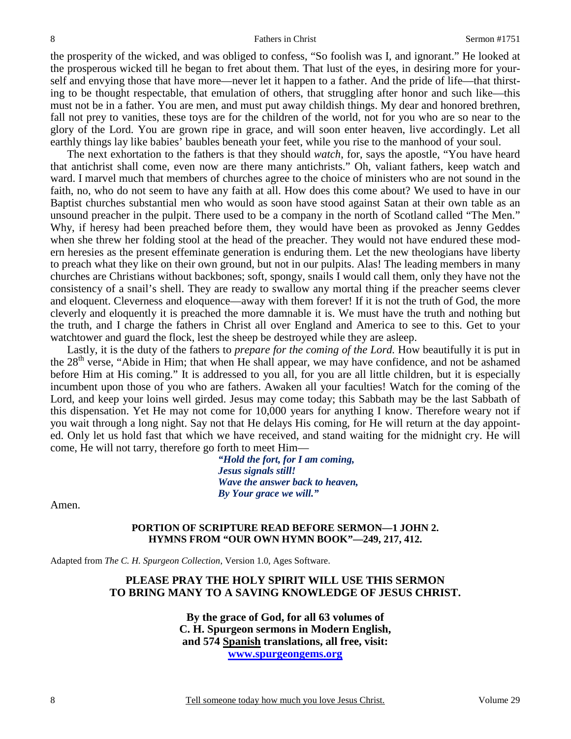the prosperity of the wicked, and was obliged to confess, "So foolish was I, and ignorant." He looked at the prosperous wicked till he began to fret about them. That lust of the eyes, in desiring more for yourself and envying those that have more—never let it happen to a father. And the pride of life—that thirsting to be thought respectable, that emulation of others, that struggling after honor and such like—this must not be in a father. You are men, and must put away childish things. My dear and honored brethren, fall not prey to vanities, these toys are for the children of the world, not for you who are so near to the glory of the Lord. You are grown ripe in grace, and will soon enter heaven, live accordingly. Let all earthly things lay like babies' baubles beneath your feet, while you rise to the manhood of your soul.

The next exhortation to the fathers is that they should *watch*, for, says the apostle, "You have heard that antichrist shall come, even now are there many antichrists." Oh, valiant fathers, keep watch and ward. I marvel much that members of churches agree to the choice of ministers who are not sound in the faith, no, who do not seem to have any faith at all. How does this come about? We used to have in our Baptist churches substantial men who would as soon have stood against Satan at their own table as an unsound preacher in the pulpit. There used to be a company in the north of Scotland called "The Men." Why, if heresy had been preached before them, they would have been as provoked as Jenny Geddes when she threw her folding stool at the head of the preacher. They would not have endured these modern heresies as the present effeminate generation is enduring them. Let the new theologians have liberty to preach what they like on their own ground, but not in our pulpits. Alas! The leading members in many churches are Christians without backbones; soft, spongy, snails I would call them, only they have not the consistency of a snail's shell. They are ready to swallow any mortal thing if the preacher seems clever and eloquent. Cleverness and eloquence—away with them forever! If it is not the truth of God, the more cleverly and eloquently it is preached the more damnable it is. We must have the truth and nothing but the truth, and I charge the fathers in Christ all over England and America to see to this. Get to your watchtower and guard the flock, lest the sheep be destroyed while they are asleep.

Lastly, it is the duty of the fathers to *prepare for the coming of the Lord.* How beautifully it is put in the 28th verse, "Abide in Him; that when He shall appear, we may have confidence, and not be ashamed before Him at His coming." It is addressed to you all, for you are all little children, but it is especially incumbent upon those of you who are fathers. Awaken all your faculties! Watch for the coming of the Lord, and keep your loins well girded. Jesus may come today; this Sabbath may be the last Sabbath of this dispensation. Yet He may not come for 10,000 years for anything I know. Therefore weary not if you wait through a long night. Say not that He delays His coming, for He will return at the day appointed. Only let us hold fast that which we have received, and stand waiting for the midnight cry. He will come, He will not tarry, therefore go forth to meet Him—

> ***"Hold the fort, for I am coming,***
> ***Jesus signals still!***
> ***Wave the answer back to heaven,***
> ***By Your grace we will."***

Amen.

**PORTION OF SCRIPTURE READ BEFORE SERMON—1 JOHN 2.**
**HYMNS FROM "OUR OWN HYMN BOOK"—249, 217, 412.**

Adapted from *The C. H. Spurgeon Collection*, Version 1.0, Ages Software.

**PLEASE PRAY THE HOLY SPIRIT WILL USE THIS SERMON TO BRING MANY TO A SAVING KNOWLEDGE OF JESUS CHRIST.**

**By the grace of God, for all 63 volumes of C. H. Spurgeon sermons in Modern English, and 574 Spanish translations, all free, visit: www.spurgeongems.org**